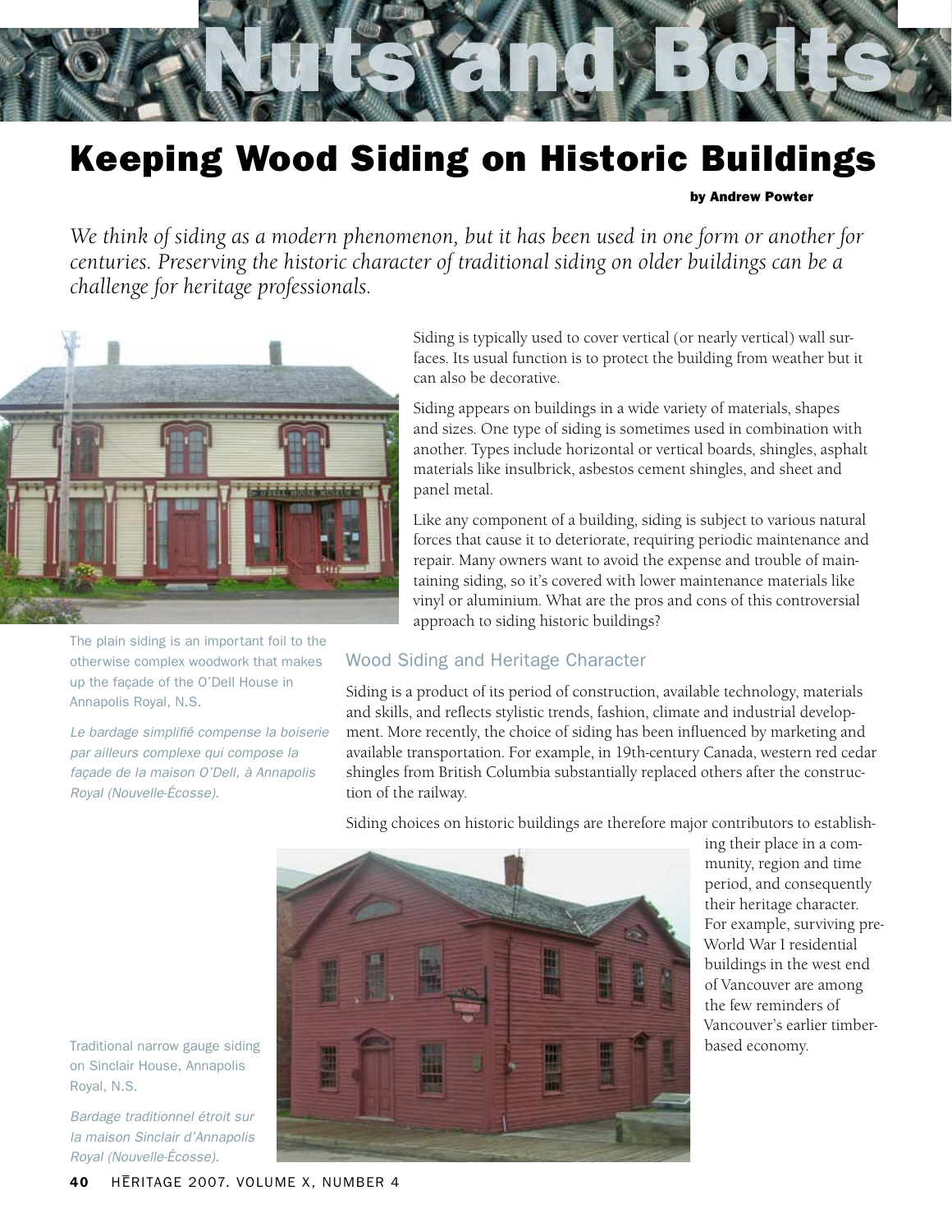# Nuts and Bolts

## Keeping Wood Siding on Historic Buildings

**by Andrew Powter**

*We think of siding as a modern phenomenon, but it has been used in one form or another for centuries. Preserving the historic character of traditional siding on older buildings can be a challenge for heritage professionals.*

Siding is typically used to cover vertical (or nearly vertical) wall surfaces. Its usual function is to protect the building from weather but it can also be decorative.

Siding appears on buildings in a wide variety of materials, shapes and sizes. One type of siding is sometimes used in combination with another. Types include horizontal or vertical boards, shingles, asphalt materials like insulbrick, asbestos cement shingles, and sheet and panel metal.

Like any component of a building, siding is subject to various natural forces that cause it to deteriorate, requiring periodic maintenance and repair. Many owners want to avoid the expense and trouble of maintaining siding, so it's covered with lower maintenance materials like vinyl or aluminium. What are the pros and cons of this controversial approach to siding historic buildings?

The plain siding is an important foil to the otherwise complex woodwork that makes up the façade of the O'Dell House in Annapolis Royal, N.S.

*Le bardage simplifié compense la boiserie par ailleurs complexe qui compose la façade de la maison O'Dell, à Annapolis Royal (Nouvelle-Écosse).*

### Wood Siding and Heritage Character

Siding is a product of its period of construction, available technology, materials and skills, and reflects stylistic trends, fashion, climate and industrial development. More recently, the choice of siding has been influenced by marketing and available transportation. For example, in 19th-century Canada, western red cedar shingles from British Columbia substantially replaced others after the construction of the railway.

Siding choices on historic buildings are therefore major contributors to establishing their place in a community, region and time period, and consequently their heritage character. For example, surviving pre-World War I residential buildings in the west end of Vancouver are among the few reminders of Vancouver's earlier timber-based economy.

Traditional narrow gauge siding on Sinclair House, Annapolis Royal, N.S.

*Bardage traditionnel étroit sur la maison Sinclair d'Annapolis Royal (Nouvelle-Écosse).*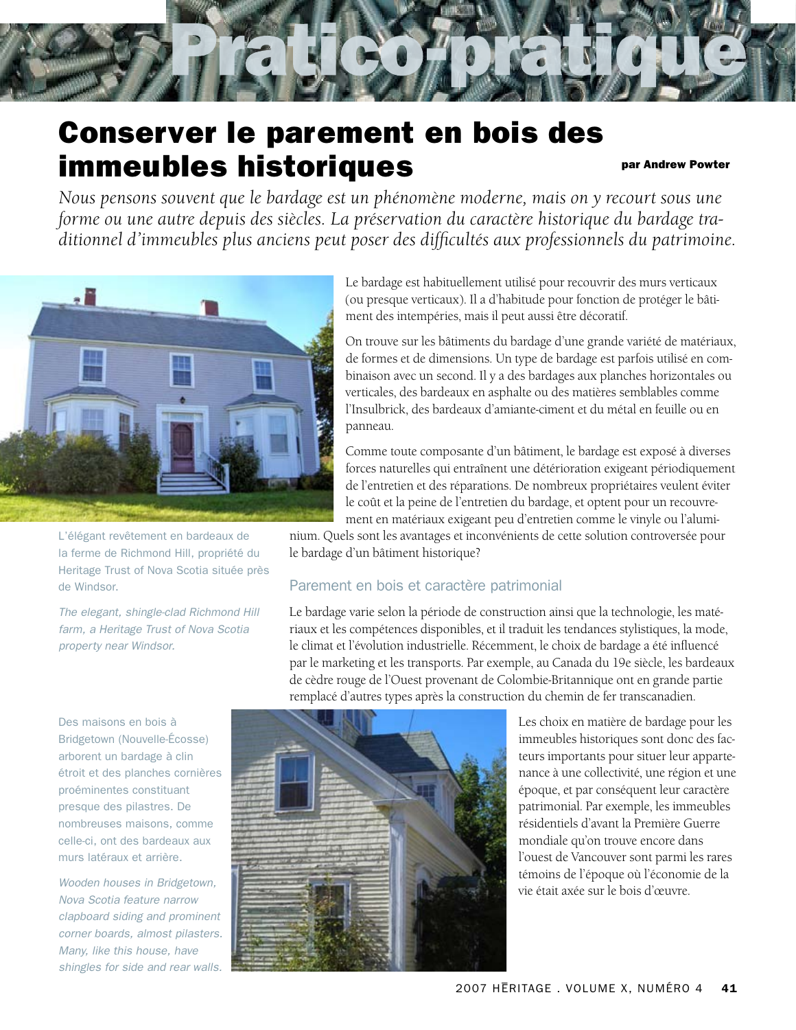# Pratico-pratique

## Conserver le parement en bois des immeubles historiques

**par Andrew Powter**

*Nous pensons souvent que le bardage est un phénomène moderne, mais on y recourt sous une forme ou une autre depuis des siècles. La préservation du caractère historique du bardage traditionnel d'immeubles plus anciens peut poser des difficultés aux professionnels du patrimoine.*

Le bardage est habituellement utilisé pour recouvrir des murs verticaux (ou presque verticaux). Il a d'habitude pour fonction de protéger le bâtiment des intempéries, mais il peut aussi être décoratif.

On trouve sur les bâtiments du bardage d'une grande variété de matériaux, de formes et de dimensions. Un type de bardage est parfois utilisé en combinaison avec un second. Il y a des bardages aux planches horizontales ou verticales, des bardeaux en asphalte ou des matières semblables comme l'Insulbrick, des bardeaux d'amiante-ciment et du métal en feuille ou en panneau.

Comme toute composante d'un bâtiment, le bardage est exposé à diverses forces naturelles qui entraînent une détérioration exigeant périodiquement de l'entretien et des réparations. De nombreux propriétaires veulent éviter le coût et la peine de l'entretien du bardage, et optent pour un recouvrement en matériaux exigeant peu d'entretien comme le vinyle ou l'aluminium. Quels sont les avantages et inconvénients de cette solution controversée pour le bardage d'un bâtiment historique?

L'élégant revêtement en bardeaux de la ferme de Richmond Hill, propriété du Heritage Trust of Nova Scotia située près de Windsor.

*The elegant, shingle-clad Richmond Hill farm, a Heritage Trust of Nova Scotia property near Windsor.*

### Parement en bois et caractère patrimonial

Le bardage varie selon la période de construction ainsi que la technologie, les matériaux et les compétences disponibles, et il traduit les tendances stylistiques, la mode, le climat et l'évolution industrielle. Récemment, le choix de bardage a été influencé par le marketing et les transports. Par exemple, au Canada du 19e siècle, les bardeaux de cèdre rouge de l'Ouest provenant de Colombie-Britannique ont en grande partie remplacé d'autres types après la construction du chemin de fer transcanadien.

Les choix en matière de bardage pour les immeubles historiques sont donc des facteurs importants pour situer leur appartenance à une collectivité, une région et une époque, et par conséquent leur caractère patrimonial. Par exemple, les immeubles résidentiels d'avant la Première Guerre mondiale qu'on trouve encore dans l'ouest de Vancouver sont parmi les rares témoins de l'époque où l'économie de la vie était axée sur le bois d'œuvre.

Des maisons en bois à Bridgetown (Nouvelle-Écosse) arborent un bardage à clin étroit et des planches cornières proéminentes constituant presque des pilastres. De nombreuses maisons, comme celle-ci, ont des bardeaux aux murs latéraux et arrière.

*Wooden houses in Bridgetown, Nova Scotia feature narrow clapboard siding and prominent corner boards, almost pilasters. Many, like this house, have shingles for side and rear walls.*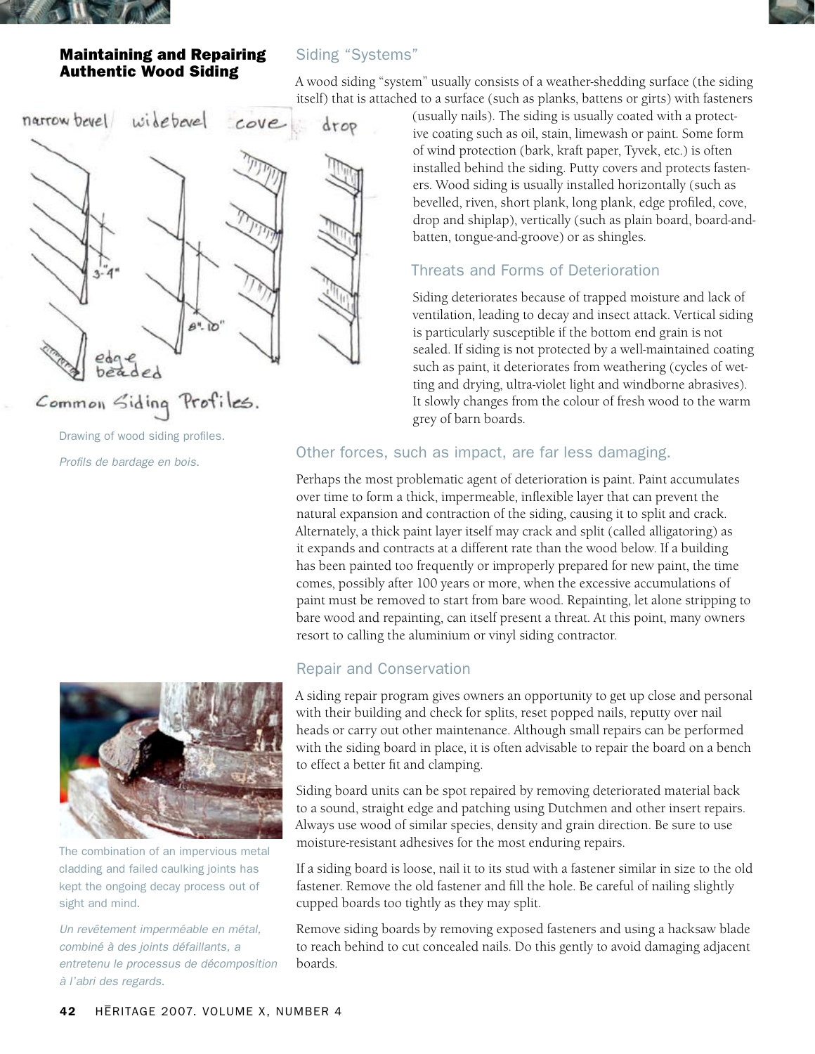## Maintaining and Repairing Authentic Wood Siding

Drawing of wood siding profiles.

*Profils de bardage en bois.*

### Siding "Systems"

A wood siding "system" usually consists of a weather-shedding surface (the siding itself) that is attached to a surface (such as planks, battens or girts) with fasteners (usually nails). The siding is usually coated with a protective coating such as oil, stain, limewash or paint. Some form of wind protection (bark, kraft paper, Tyvek, etc.) is often installed behind the siding. Putty covers and protects fasteners. Wood siding is usually installed horizontally (such as bevelled, riven, short plank, long plank, edge profiled, cove, drop and shiplap), vertically (such as plain board, board-and-batten, tongue-and-groove) or as shingles.

### Threats and Forms of Deterioration

Siding deteriorates because of trapped moisture and lack of ventilation, leading to decay and insect attack. Vertical siding is particularly susceptible if the bottom end grain is not sealed. If siding is not protected by a well-maintained coating such as paint, it deteriorates from weathering (cycles of wetting and drying, ultra-violet light and windborne abrasives). It slowly changes from the colour of fresh wood to the warm grey of barn boards.

### Other forces, such as impact, are far less damaging.

Perhaps the most problematic agent of deterioration is paint. Paint accumulates over time to form a thick, impermeable, inflexible layer that can prevent the natural expansion and contraction of the siding, causing it to split and crack. Alternately, a thick paint layer itself may crack and split (called alligatoring) as it expands and contracts at a different rate than the wood below. If a building has been painted too frequently or improperly prepared for new paint, the time comes, possibly after 100 years or more, when the excessive accumulations of paint must be removed to start from bare wood. Repainting, let alone stripping to bare wood and repainting, can itself present a threat. At this point, many owners resort to calling the aluminium or vinyl siding contractor.

The combination of an impervious metal cladding and failed caulking joints has kept the ongoing decay process out of sight and mind.

*Un revêtement imperméable en métal, combiné à des joints défaillants, a entretenu le processus de décomposition à l'abri des regards.*

### Repair and Conservation

A siding repair program gives owners an opportunity to get up close and personal with their building and check for splits, reset popped nails, reputty over nail heads or carry out other maintenance. Although small repairs can be performed with the siding board in place, it is often advisable to repair the board on a bench to effect a better fit and clamping.

Siding board units can be spot repaired by removing deteriorated material back to a sound, straight edge and patching using Dutchmen and other insert repairs. Always use wood of similar species, density and grain direction. Be sure to use moisture-resistant adhesives for the most enduring repairs.

If a siding board is loose, nail it to its stud with a fastener similar in size to the old fastener. Remove the old fastener and fill the hole. Be careful of nailing slightly cupped boards too tightly as they may split.

Remove siding boards by removing exposed fasteners and using a hacksaw blade to reach behind to cut concealed nails. Do this gently to avoid damaging adjacent boards.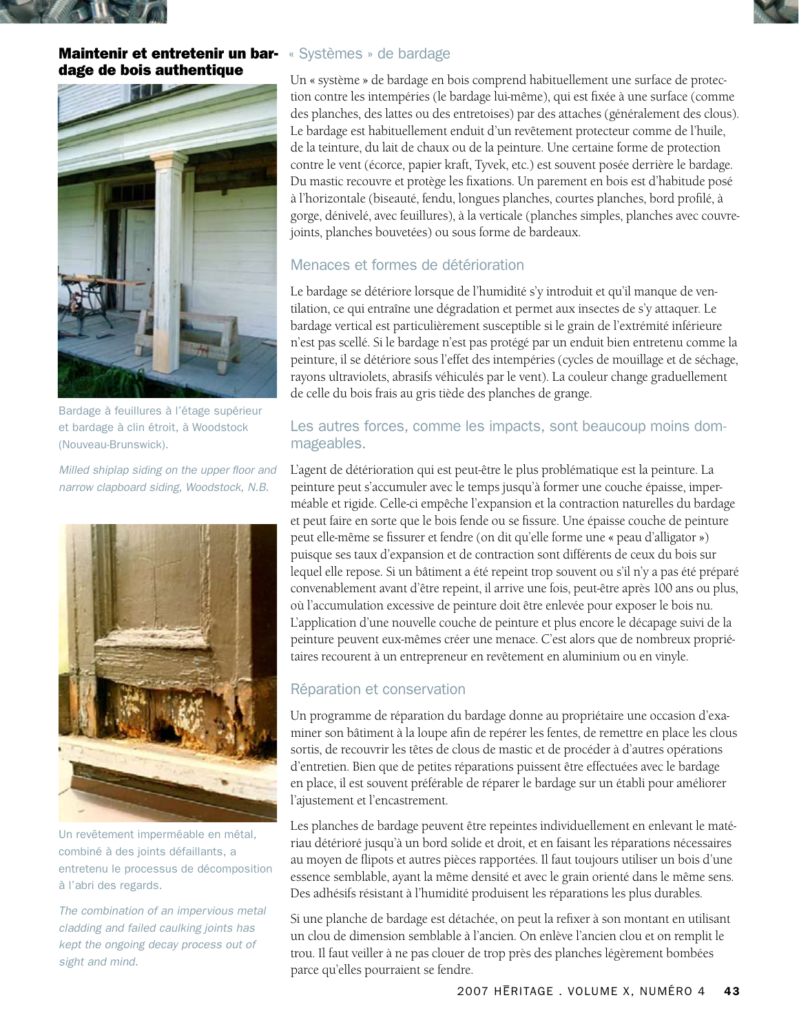## Maintenir et entretenir un bardage de bois authentique

Bardage à feuillures à l'étage supérieur et bardage à clin étroit, à Woodstock (Nouveau-Brunswick).

*Milled shiplap siding on the upper floor and narrow clapboard siding, Woodstock, N.B.*

Un revêtement imperméable en métal, combiné à des joints défaillants, a entretenu le processus de décomposition à l'abri des regards.

*The combination of an impervious metal cladding and failed caulking joints has kept the ongoing decay process out of sight and mind.*

### « Systèmes » de bardage

Un « système » de bardage en bois comprend habituellement une surface de protection contre les intempéries (le bardage lui-même), qui est fixée à une surface (comme des planches, des lattes ou des entretoises) par des attaches (généralement des clous). Le bardage est habituellement enduit d'un revêtement protecteur comme de l'huile, de la teinture, du lait de chaux ou de la peinture. Une certaine forme de protection contre le vent (écorce, papier kraft, Tyvek, etc.) est souvent posée derrière le bardage. Du mastic recouvre et protège les fixations. Un parement en bois est d'habitude posé à l'horizontale (biseauté, fendu, longues planches, courtes planches, bord profilé, à gorge, dénivelé, avec feuillures), à la verticale (planches simples, planches avec couvre-joints, planches bouvetées) ou sous forme de bardeaux.

### Menaces et formes de détérioration

Le bardage se détériore lorsque de l'humidité s'y introduit et qu'il manque de ventilation, ce qui entraîne une dégradation et permet aux insectes de s'y attaquer. Le bardage vertical est particulièrement susceptible si le grain de l'extrémité inférieure n'est pas scellé. Si le bardage n'est pas protégé par un enduit bien entretenu comme la peinture, il se détériore sous l'effet des intempéries (cycles de mouillage et de séchage, rayons ultraviolets, abrasifs véhiculés par le vent). La couleur change graduellement de celle du bois frais au gris tiède des planches de grange.

### Les autres forces, comme les impacts, sont beaucoup moins dommageables.

L'agent de détérioration qui est peut-être le plus problématique est la peinture. La peinture peut s'accumuler avec le temps jusqu'à former une couche épaisse, imperméable et rigide. Celle-ci empêche l'expansion et la contraction naturelles du bardage et peut faire en sorte que le bois fende ou se fissure. Une épaisse couche de peinture peut elle-même se fissurer et fendre (on dit qu'elle forme une « peau d'alligator ») puisque ses taux d'expansion et de contraction sont différents de ceux du bois sur lequel elle repose. Si un bâtiment a été repeint trop souvent ou s'il n'y a pas été préparé convenablement avant d'être repeint, il arrive une fois, peut-être après 100 ans ou plus, où l'accumulation excessive de peinture doit être enlevée pour exposer le bois nu. L'application d'une nouvelle couche de peinture et plus encore le décapage suivi de la peinture peuvent eux-mêmes créer une menace. C'est alors que de nombreux propriétaires recourent à un entrepreneur en revêtement en aluminium ou en vinyle.

### Réparation et conservation

Un programme de réparation du bardage donne au propriétaire une occasion d'examiner son bâtiment à la loupe afin de repérer les fentes, de remettre en place les clous sortis, de recouvrir les têtes de clous de mastic et de procéder à d'autres opérations d'entretien. Bien que de petites réparations puissent être effectuées avec le bardage en place, il est souvent préférable de réparer le bardage sur un établi pour améliorer l'ajustement et l'encastrement.

Les planches de bardage peuvent être repeintes individuellement en enlevant le matériau détérioré jusqu'à un bord solide et droit, et en faisant les réparations nécessaires au moyen de flipots et autres pièces rapportées. Il faut toujours utiliser un bois d'une essence semblable, ayant la même densité et avec le grain orienté dans le même sens. Des adhésifs résistant à l'humidité produisent les réparations les plus durables.

Si une planche de bardage est détachée, on peut la refixer à son montant en utilisant un clou de dimension semblable à l'ancien. On enlève l'ancien clou et on remplit le trou. Il faut veiller à ne pas clouer de trop près des planches légèrement bombées parce qu'elles pourraient se fendre.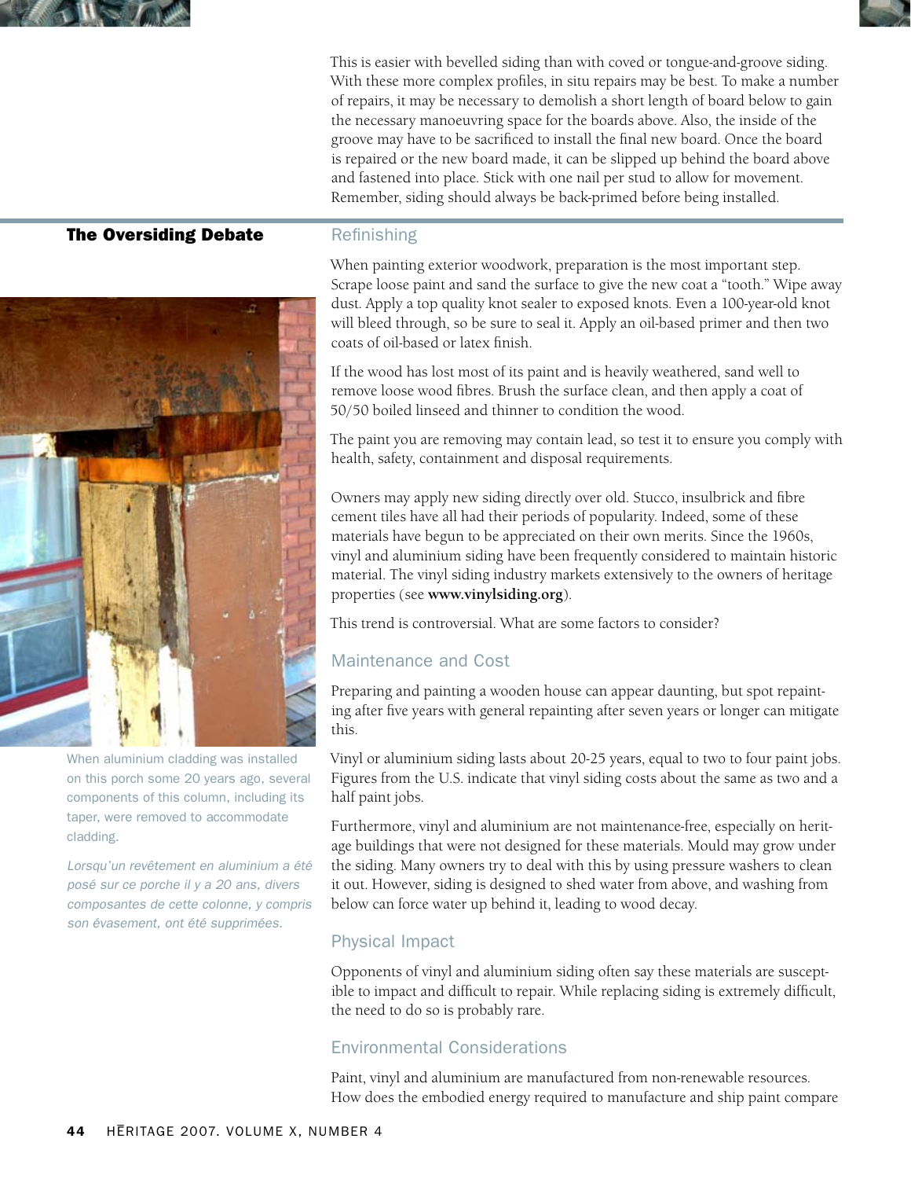This is easier with bevelled siding than with coved or tongue-and-groove siding. With these more complex profiles, in situ repairs may be best. To make a number of repairs, it may be necessary to demolish a short length of board below to gain the necessary manoeuvring space for the boards above. Also, the inside of the groove may have to be sacrificed to install the final new board. Once the board is repaired or the new board made, it can be slipped up behind the board above and fastened into place. Stick with one nail per stud to allow for movement. Remember, siding should always be back-primed before being installed.

### Refinishing

When painting exterior woodwork, preparation is the most important step. Scrape loose paint and sand the surface to give the new coat a "tooth." Wipe away dust. Apply a top quality knot sealer to exposed knots. Even a 100-year-old knot will bleed through, so be sure to seal it. Apply an oil-based primer and then two coats of oil-based or latex finish.

If the wood has lost most of its paint and is heavily weathered, sand well to remove loose wood fibres. Brush the surface clean, and then apply a coat of 50/50 boiled linseed and thinner to condition the wood.

The paint you are removing may contain lead, so test it to ensure you comply with health, safety, containment and disposal requirements.

## The Oversiding Debate

When aluminium cladding was installed on this porch some 20 years ago, several components of this column, including its taper, were removed to accommodate cladding.

*Lorsqu'un revêtement en aluminium a été posé sur ce porche il y a 20 ans, divers composantes de cette colonne, y compris son évasement, ont été supprimées.*

Owners may apply new siding directly over old. Stucco, insulbrick and fibre cement tiles have all had their periods of popularity. Indeed, some of these materials have begun to be appreciated on their own merits. Since the 1960s, vinyl and aluminium siding have been frequently considered to maintain historic material. The vinyl siding industry markets extensively to the owners of heritage properties (see **www.vinylsiding.org**).

This trend is controversial. What are some factors to consider?

### Maintenance and Cost

Preparing and painting a wooden house can appear daunting, but spot repainting after five years with general repainting after seven years or longer can mitigate this.

Vinyl or aluminium siding lasts about 20-25 years, equal to two to four paint jobs. Figures from the U.S. indicate that vinyl siding costs about the same as two and a half paint jobs.

Furthermore, vinyl and aluminium are not maintenance-free, especially on heritage buildings that were not designed for these materials. Mould may grow under the siding. Many owners try to deal with this by using pressure washers to clean it out. However, siding is designed to shed water from above, and washing from below can force water up behind it, leading to wood decay.

### Physical Impact

Opponents of vinyl and aluminium siding often say these materials are susceptible to impact and difficult to repair. While replacing siding is extremely difficult, the need to do so is probably rare.

### Environmental Considerations

Paint, vinyl and aluminium are manufactured from non-renewable resources. How does the embodied energy required to manufacture and ship paint compare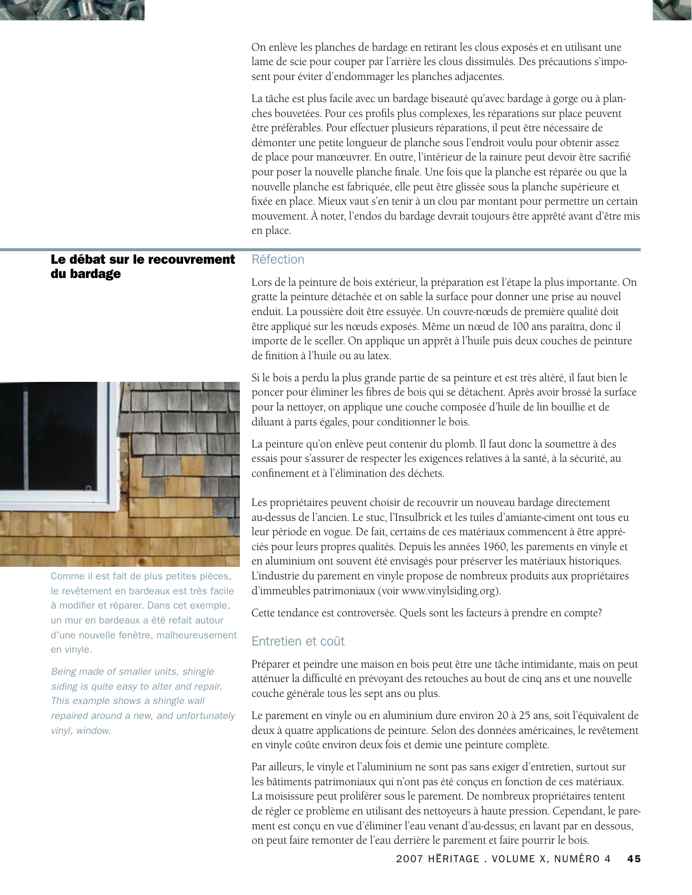On enlève les planches de bardage en retirant les clous exposés et en utilisant une lame de scie pour couper par l'arrière les clous dissimulés. Des précautions s'imposent pour éviter d'endommager les planches adjacentes.

La tâche est plus facile avec un bardage biseauté qu'avec bardage à gorge ou à planches bouvetées. Pour ces profils plus complexes, les réparations sur place peuvent être préférables. Pour effectuer plusieurs réparations, il peut être nécessaire de démonter une petite longueur de planche sous l'endroit voulu pour obtenir assez de place pour manœuvrer. En outre, l'intérieur de la rainure peut devoir être sacrifié pour poser la nouvelle planche finale. Une fois que la planche est réparée ou que la nouvelle planche est fabriquée, elle peut être glissée sous la planche supérieure et fixée en place. Mieux vaut s'en tenir à un clou par montant pour permettre un certain mouvement. À noter, l'endos du bardage devrait toujours être apprêté avant d'être mis en place.

### Réfection

Lors de la peinture de bois extérieur, la préparation est l'étape la plus importante. On gratte la peinture détachée et on sable la surface pour donner une prise au nouvel enduit. La poussière doit être essuyée. Un couvre-nœuds de première qualité doit être appliqué sur les nœuds exposés. Même un nœud de 100 ans paraîtra, donc il importe de le sceller. On applique un apprêt à l'huile puis deux couches de peinture de finition à l'huile ou au latex.

Si le bois a perdu la plus grande partie de sa peinture et est très altéré, il faut bien le poncer pour éliminer les fibres de bois qui se détachent. Après avoir brossé la surface pour la nettoyer, on applique une couche composée d'huile de lin bouillie et de diluant à parts égales, pour conditionner le bois.

La peinture qu'on enlève peut contenir du plomb. Il faut donc la soumettre à des essais pour s'assurer de respecter les exigences relatives à la santé, à la sécurité, au confinement et à l'élimination des déchets.

## Le débat sur le recouvrement du bardage

Les propriétaires peuvent choisir de recouvrir un nouveau bardage directement au-dessus de l'ancien. Le stuc, l'Insulbrick et les tuiles d'amiante-ciment ont tous eu leur période en vogue. De fait, certains de ces matériaux commencent à être appréciés pour leurs propres qualités. Depuis les années 1960, les parements en vinyle et en aluminium ont souvent été envisagés pour préserver les matériaux historiques. L'industrie du parement en vinyle propose de nombreux produits aux propriétaires d'immeubles patrimoniaux (voir www.vinylsiding.org).

Cette tendance est controversée. Quels sont les facteurs à prendre en compte?

Comme il est fait de plus petites pièces, le revêtement en bardeaux est très facile à modifier et réparer. Dans cet exemple, un mur en bardeaux a été refait autour d'une nouvelle fenêtre, malheureusement en vinyle.

*Being made of smaller units, shingle siding is quite easy to alter and repair. This example shows a shingle wall repaired around a new, and unfortunately vinyl, window.*

### Entretien et coût

Préparer et peindre une maison en bois peut être une tâche intimidante, mais on peut atténuer la difficulté en prévoyant des retouches au bout de cinq ans et une nouvelle couche générale tous les sept ans ou plus.

Le parement en vinyle ou en aluminium dure environ 20 à 25 ans, soit l'équivalent de deux à quatre applications de peinture. Selon des données américaines, le revêtement en vinyle coûte environ deux fois et demie une peinture complète.

Par ailleurs, le vinyle et l'aluminium ne sont pas sans exiger d'entretien, surtout sur les bâtiments patrimoniaux qui n'ont pas été conçus en fonction de ces matériaux. La moisissure peut proliférer sous le parement. De nombreux propriétaires tentent de régler ce problème en utilisant des nettoyeurs à haute pression. Cependant, le parement est conçu en vue d'éliminer l'eau venant d'au-dessus; en lavant par en dessous, on peut faire remonter de l'eau derrière le parement et faire pourrir le bois.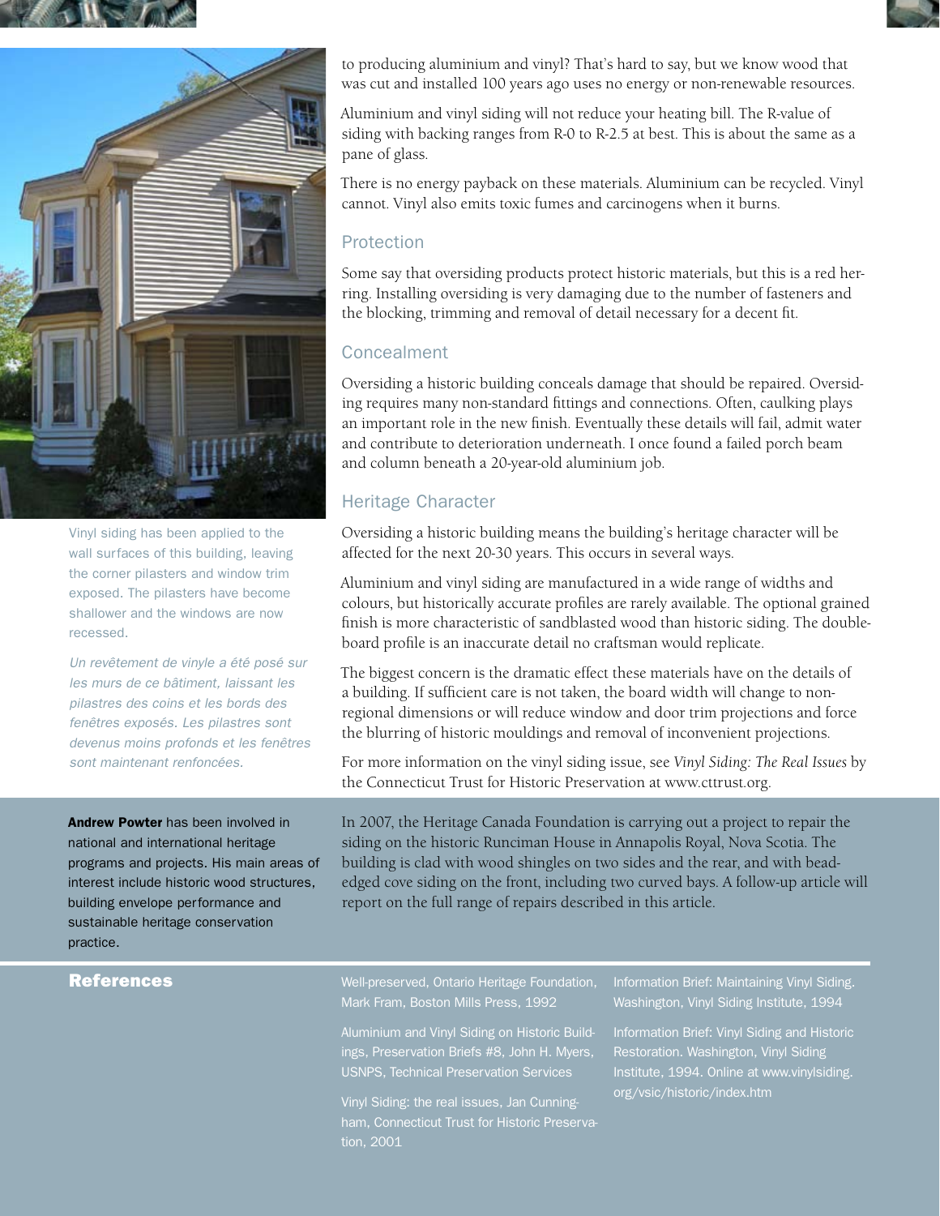to producing aluminium and vinyl? That's hard to say, but we know wood that was cut and installed 100 years ago uses no energy or non-renewable resources.

Aluminium and vinyl siding will not reduce your heating bill. The R-value of siding with backing ranges from R-0 to R-2.5 at best. This is about the same as a pane of glass.

There is no energy payback on these materials. Aluminium can be recycled. Vinyl cannot. Vinyl also emits toxic fumes and carcinogens when it burns.

## Protection

Some say that oversiding products protect historic materials, but this is a red herring. Installing oversiding is very damaging due to the number of fasteners and the blocking, trimming and removal of detail necessary for a decent fit.

## Concealment

Oversiding a historic building conceals damage that should be repaired. Oversiding requires many non-standard fittings and connections. Often, caulking plays an important role in the new finish. Eventually these details will fail, admit water and contribute to deterioration underneath. I once found a failed porch beam and column beneath a 20-year-old aluminium job.

## Heritage Character

Oversiding a historic building means the building's heritage character will be affected for the next 20-30 years. This occurs in several ways.

Aluminium and vinyl siding are manufactured in a wide range of widths and colours, but historically accurate profiles are rarely available. The optional grained finish is more characteristic of sandblasted wood than historic siding. The double-board profile is an inaccurate detail no craftsman would replicate.

The biggest concern is the dramatic effect these materials have on the details of a building. If sufficient care is not taken, the board width will change to non-regional dimensions or will reduce window and door trim projections and force the blurring of historic mouldings and removal of inconvenient projections.

For more information on the vinyl siding issue, see *Vinyl Siding: The Real Issues* by the Connecticut Trust for Historic Preservation at www.cttrust.org.

Vinyl siding has been applied to the wall surfaces of this building, leaving the corner pilasters and window trim exposed. The pilasters have become shallower and the windows are now recessed.

*Un revêtement de vinyle a été posé sur les murs de ce bâtiment, laissant les pilastres des coins et les bords des fenêtres exposés. Les pilastres sont devenus moins profonds et les fenêtres sont maintenant renfoncées.*

**Andrew Powter** has been involved in national and international heritage programs and projects. His main areas of interest include historic wood structures, building envelope performance and sustainable heritage conservation practice.

In 2007, the Heritage Canada Foundation is carrying out a project to repair the siding on the historic Runciman House in Annapolis Royal, Nova Scotia. The building is clad with wood shingles on two sides and the rear, and with bead-edged cove siding on the front, including two curved bays. A follow-up article will report on the full range of repairs described in this article.

## References

Well-preserved, Ontario Heritage Foundation, Mark Fram, Boston Mills Press, 1992

Aluminium and Vinyl Siding on Historic Buildings, Preservation Briefs #8, John H. Myers, USNPS, Technical Preservation Services

Vinyl Siding: the real issues, Jan Cunningham, Connecticut Trust for Historic Preservation, 2001

Information Brief: Maintaining Vinyl Siding. Washington, Vinyl Siding Institute, 1994

Information Brief: Vinyl Siding and Historic Restoration. Washington, Vinyl Siding Institute, 1994. Online at www.vinylsiding.org/vsic/historic/index.htm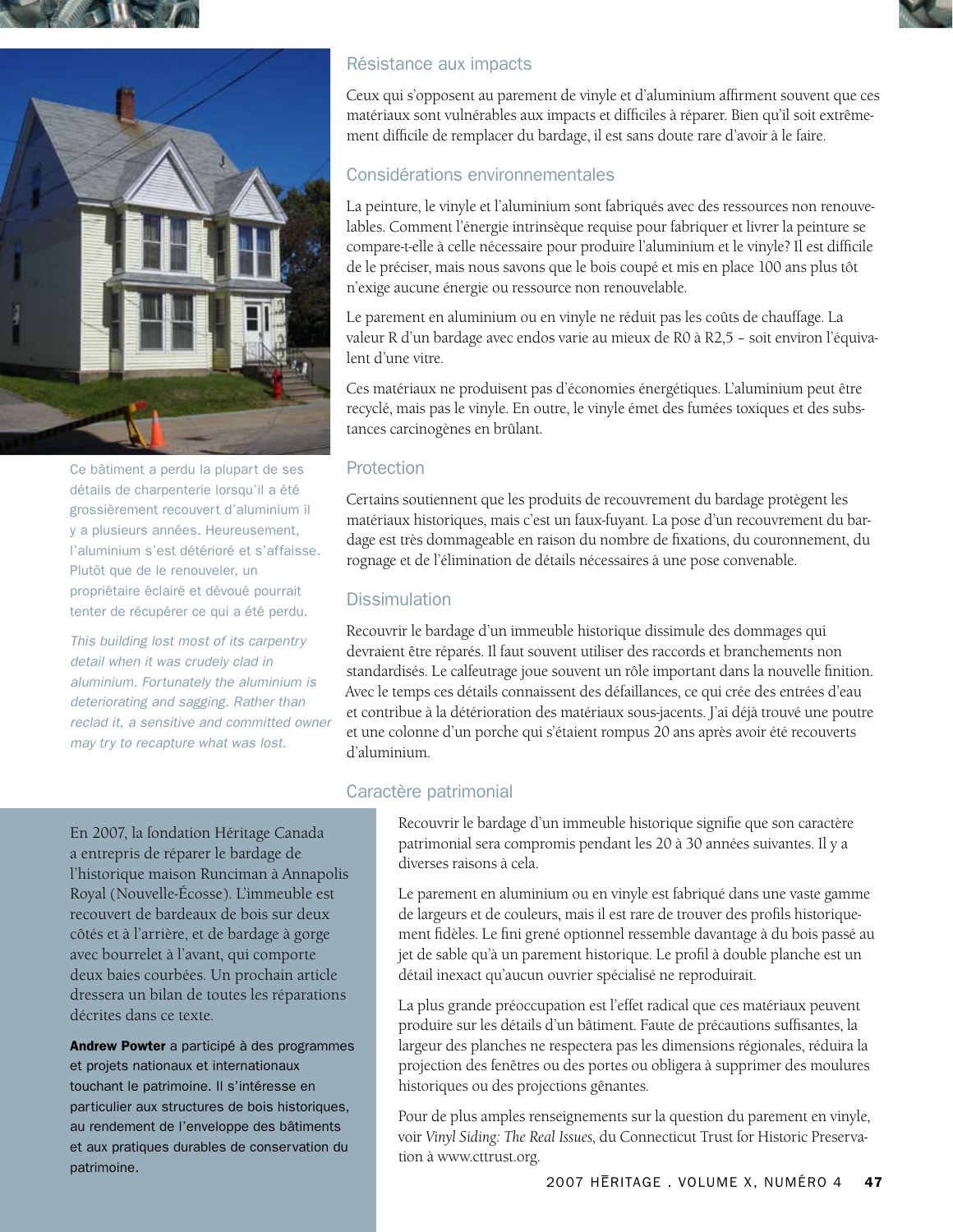## Résistance aux impacts

Ceux qui s'opposent au parement de vinyle et d'aluminium affirment souvent que ces matériaux sont vulnérables aux impacts et difficiles à réparer. Bien qu'il soit extrêmement difficile de remplacer du bardage, il est sans doute rare d'avoir à le faire.

## Considérations environnementales

La peinture, le vinyle et l'aluminium sont fabriqués avec des ressources non renouvelables. Comment l'énergie intrinsèque requise pour fabriquer et livrer la peinture se compare-t-elle à celle nécessaire pour produire l'aluminium et le vinyle? Il est difficile de le préciser, mais nous savons que le bois coupé et mis en place 100 ans plus tôt n'exige aucune énergie ou ressource non renouvelable.

Le parement en aluminium ou en vinyle ne réduit pas les coûts de chauffage. La valeur R d'un bardage avec endos varie au mieux de R0 à R2,5 – soit environ l'équivalent d'une vitre.

Ces matériaux ne produisent pas d'économies énergétiques. L'aluminium peut être recyclé, mais pas le vinyle. En outre, le vinyle émet des fumées toxiques et des substances carcinogènes en brûlant.

## Protection

Certains soutiennent que les produits de recouvrement du bardage protègent les matériaux historiques, mais c'est un faux-fuyant. La pose d'un recouvrement du bardage est très dommageable en raison du nombre de fixations, du couronnement, du rognage et de l'élimination de détails nécessaires à une pose convenable.

## Dissimulation

Recouvrir le bardage d'un immeuble historique dissimule des dommages qui devraient être réparés. Il faut souvent utiliser des raccords et branchements non standardisés. Le calfeutrage joue souvent un rôle important dans la nouvelle finition. Avec le temps ces détails connaissent des défaillances, ce qui crée des entrées d'eau et contribue à la détérioration des matériaux sous-jacents. J'ai déjà trouvé une poutre et une colonne d'un porche qui s'étaient rompus 20 ans après avoir été recouverts d'aluminium.

Ce bâtiment a perdu la plupart de ses détails de charpenterie lorsqu'il a été grossièrement recouvert d'aluminium il y a plusieurs années. Heureusement, l'aluminium s'est détérioré et s'affaisse. Plutôt que de le renouveler, un propriétaire éclairé et dévoué pourrait tenter de récupérer ce qui a été perdu.

*This building lost most of its carpentry detail when it was crudely clad in aluminium. Fortunately the aluminium is deteriorating and sagging. Rather than reclad it, a sensitive and committed owner may try to recapture what was lost.*

## Caractère patrimonial

Recouvrir le bardage d'un immeuble historique signifie que son caractère patrimonial sera compromis pendant les 20 à 30 années suivantes. Il y a diverses raisons à cela.

Le parement en aluminium ou en vinyle est fabriqué dans une vaste gamme de largeurs et de couleurs, mais il est rare de trouver des profils historiquement fidèles. Le fini grené optionnel ressemble davantage à du bois passé au jet de sable qu'à un parement historique. Le profil à double planche est un détail inexact qu'aucun ouvrier spécialisé ne reproduirait.

La plus grande préoccupation est l'effet radical que ces matériaux peuvent produire sur les détails d'un bâtiment. Faute de précautions suffisantes, la largeur des planches ne respectera pas les dimensions régionales, réduira la projection des fenêtres ou des portes ou obligera à supprimer des moulures historiques ou des projections gênantes.

Pour de plus amples renseignements sur la question du parement en vinyle, voir *Vinyl Siding: The Real Issues*, du Connecticut Trust for Historic Preservation à www.cttrust.org.

En 2007, la fondation Héritage Canada a entrepris de réparer le bardage de l'historique maison Runciman à Annapolis Royal (Nouvelle-Écosse). L'immeuble est recouvert de bardeaux de bois sur deux côtés et à l'arrière, et de bardage à gorge avec bourrelet à l'avant, qui comporte deux baies courbées. Un prochain article dressera un bilan de toutes les réparations décrites dans ce texte.

**Andrew Powter** a participé à des programmes et projets nationaux et internationaux touchant le patrimoine. Il s'intéresse en particulier aux structures de bois historiques, au rendement de l'enveloppe des bâtiments et aux pratiques durables de conservation du patrimoine.